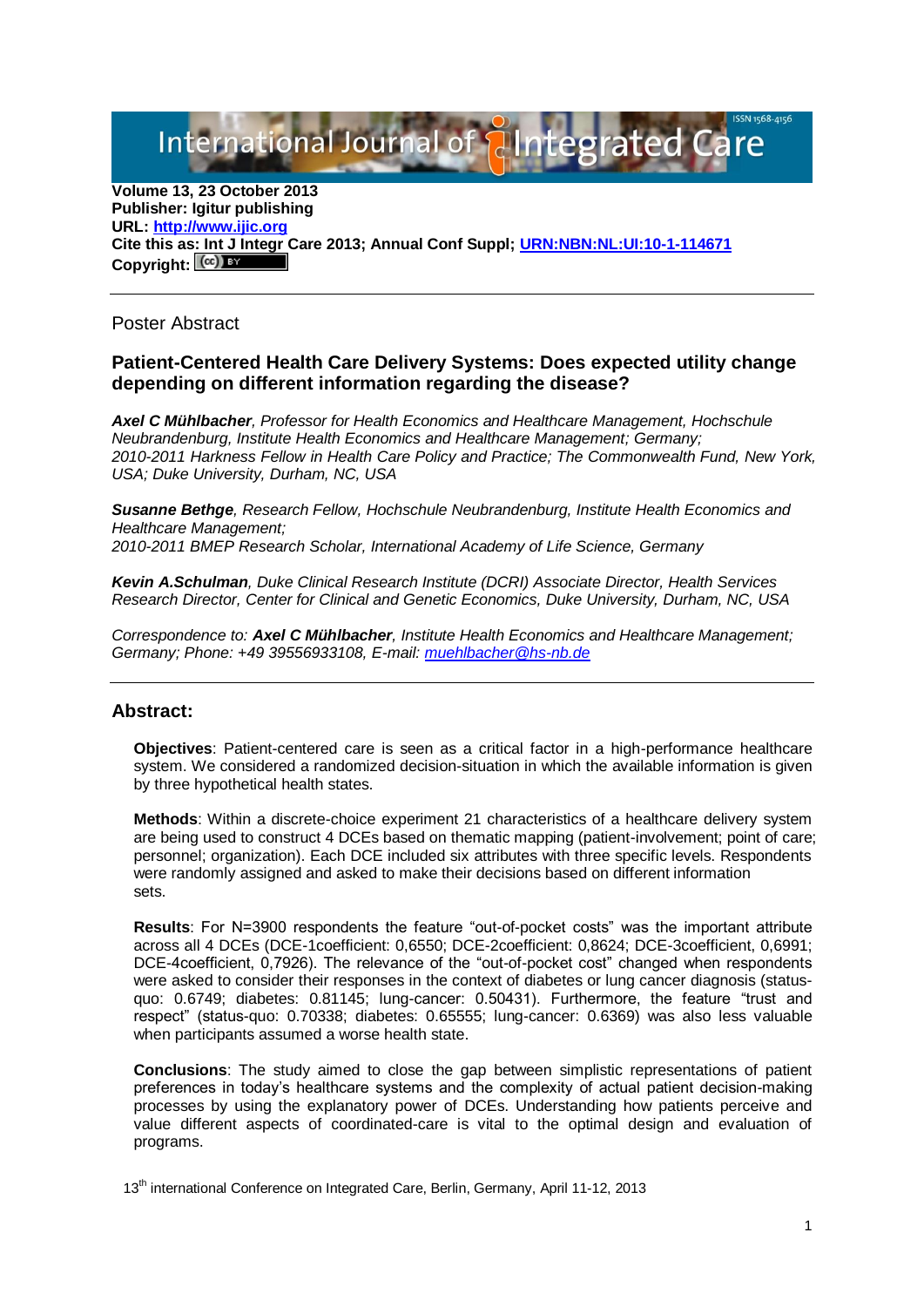Volume 13, 23 October 2013
**Publisher: Igitur publishing**
**URL: http://www.ijic.org**
**Cite this as: Int J Integr Care 2013; Annual Conf Suppl; URN:NBN:NL:UI:10-1-114671**
**Copyright:**

Poster Abstract

## Patient-Centered Health Care Delivery Systems: Does expected utility change depending on different information regarding the disease?

***Axel C Mühlbacher***, *Professor for Health Economics and Healthcare Management, Hochschule Neubrandenburg, Institute Health Economics and Healthcare Management; Germany; 2010-2011 Harkness Fellow in Health Care Policy and Practice; The Commonwealth Fund, New York, USA; Duke University, Durham, NC, USA*

***Susanne Bethge***, *Research Fellow, Hochschule Neubrandenburg, Institute Health Economics and Healthcare Management; 2010-2011 BMEP Research Scholar, International Academy of Life Science, Germany*

***Kevin A.Schulman***, *Duke Clinical Research Institute (DCRI) Associate Director, Health Services Research Director, Center for Clinical and Genetic Economics, Duke University, Durham, NC, USA*

*Correspondence to:* ***Axel C Mühlbacher****, Institute Health Economics and Healthcare Management; Germany; Phone: +49 39556933108, E-mail: muehlbacher@hs-nb.de*

## Abstract:

**Objectives**: Patient-centered care is seen as a critical factor in a high-performance healthcare system. We considered a randomized decision-situation in which the available information is given by three hypothetical health states.

**Methods**: Within a discrete-choice experiment 21 characteristics of a healthcare delivery system are being used to construct 4 DCEs based on thematic mapping (patient-involvement; point of care; personnel; organization). Each DCE included six attributes with three specific levels. Respondents were randomly assigned and asked to make their decisions based on different information sets.

**Results**: For N=3900 respondents the feature "out-of-pocket costs" was the important attribute across all 4 DCEs (DCE-1coefficient: 0,6550; DCE-2coefficient: 0,8624; DCE-3coefficient, 0,6991; DCE-4coefficient, 0,7926). The relevance of the "out-of-pocket cost" changed when respondents were asked to consider their responses in the context of diabetes or lung cancer diagnosis (status-quo: 0.6749; diabetes: 0.81145; lung-cancer: 0.50431). Furthermore, the feature "trust and respect" (status-quo: 0.70338; diabetes: 0.65555; lung-cancer: 0.6369) was also less valuable when participants assumed a worse health state.

**Conclusions**: The study aimed to close the gap between simplistic representations of patient preferences in today's healthcare systems and the complexity of actual patient decision-making processes by using the explanatory power of DCEs. Understanding how patients perceive and value different aspects of coordinated-care is vital to the optimal design and evaluation of programs.

13th international Conference on Integrated Care, Berlin, Germany, April 11-12, 2013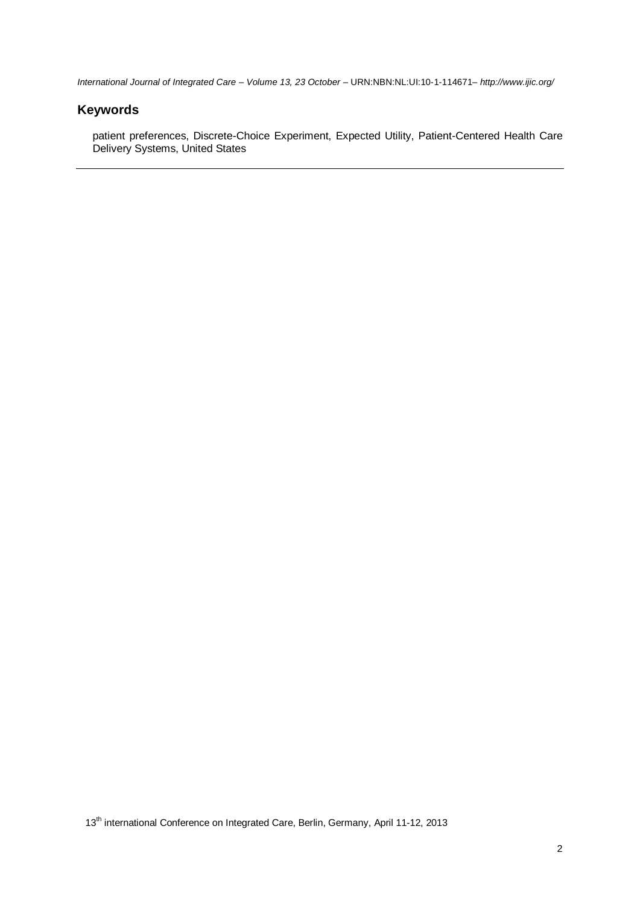## Keywords

patient preferences, Discrete-Choice Experiment, Expected Utility, Patient-Centered Health Care Delivery Systems, United States